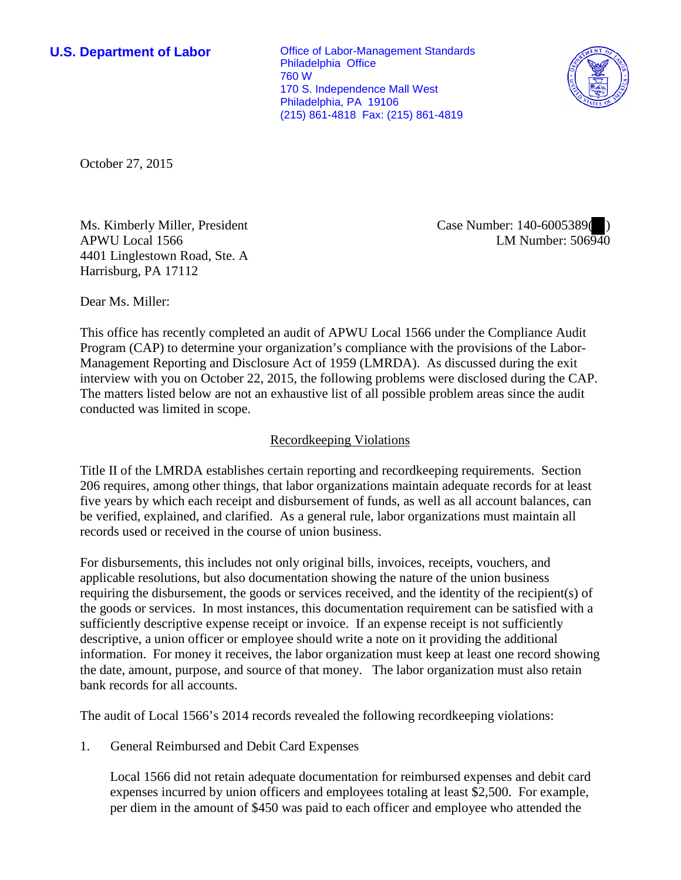**U.S. Department of Labor**

Office of Labor-Management Standards
Philadelphia Office
760 W
170 S. Independence Mall West
Philadelphia, PA 19106
(215) 861-4818 Fax: (215) 861-4819

October 27, 2015

Ms. Kimberly Miller, President
APWU Local 1566
4401 Linglestown Road, Ste. A
Harrisburg, PA 17112

Case Number: 140-6005389( )
LM Number: 506940

Dear Ms. Miller:

This office has recently completed an audit of APWU Local 1566 under the Compliance Audit Program (CAP) to determine your organization's compliance with the provisions of the Labor-Management Reporting and Disclosure Act of 1959 (LMRDA). As discussed during the exit interview with you on October 22, 2015, the following problems were disclosed during the CAP. The matters listed below are not an exhaustive list of all possible problem areas since the audit conducted was limited in scope.

## Recordkeeping Violations

Title II of the LMRDA establishes certain reporting and recordkeeping requirements. Section 206 requires, among other things, that labor organizations maintain adequate records for at least five years by which each receipt and disbursement of funds, as well as all account balances, can be verified, explained, and clarified. As a general rule, labor organizations must maintain all records used or received in the course of union business.

For disbursements, this includes not only original bills, invoices, receipts, vouchers, and applicable resolutions, but also documentation showing the nature of the union business requiring the disbursement, the goods or services received, and the identity of the recipient(s) of the goods or services. In most instances, this documentation requirement can be satisfied with a sufficiently descriptive expense receipt or invoice. If an expense receipt is not sufficiently descriptive, a union officer or employee should write a note on it providing the additional information. For money it receives, the labor organization must keep at least one record showing the date, amount, purpose, and source of that money. The labor organization must also retain bank records for all accounts.

The audit of Local 1566's 2014 records revealed the following recordkeeping violations:

1. General Reimbursed and Debit Card Expenses

   Local 1566 did not retain adequate documentation for reimbursed expenses and debit card expenses incurred by union officers and employees totaling at least $2,500. For example, per diem in the amount of $450 was paid to each officer and employee who attended the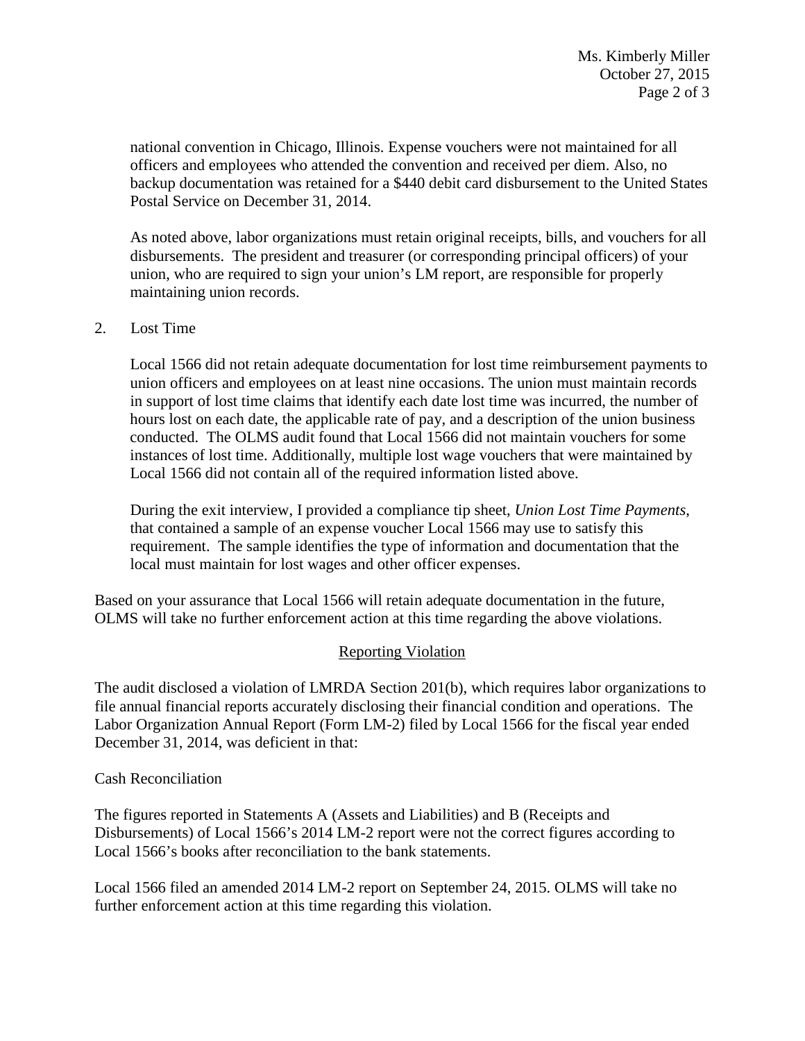national convention in Chicago, Illinois. Expense vouchers were not maintained for all officers and employees who attended the convention and received per diem. Also, no backup documentation was retained for a $440 debit card disbursement to the United States Postal Service on December 31, 2014.

As noted above, labor organizations must retain original receipts, bills, and vouchers for all disbursements. The president and treasurer (or corresponding principal officers) of your union, who are required to sign your union's LM report, are responsible for properly maintaining union records.

2. Lost Time

Local 1566 did not retain adequate documentation for lost time reimbursement payments to union officers and employees on at least nine occasions. The union must maintain records in support of lost time claims that identify each date lost time was incurred, the number of hours lost on each date, the applicable rate of pay, and a description of the union business conducted. The OLMS audit found that Local 1566 did not maintain vouchers for some instances of lost time. Additionally, multiple lost wage vouchers that were maintained by Local 1566 did not contain all of the required information listed above.

During the exit interview, I provided a compliance tip sheet, *Union Lost Time Payments*, that contained a sample of an expense voucher Local 1566 may use to satisfy this requirement. The sample identifies the type of information and documentation that the local must maintain for lost wages and other officer expenses.

Based on your assurance that Local 1566 will retain adequate documentation in the future, OLMS will take no further enforcement action at this time regarding the above violations.

## Reporting Violation

The audit disclosed a violation of LMRDA Section 201(b), which requires labor organizations to file annual financial reports accurately disclosing their financial condition and operations. The Labor Organization Annual Report (Form LM-2) filed by Local 1566 for the fiscal year ended December 31, 2014, was deficient in that:

Cash Reconciliation

The figures reported in Statements A (Assets and Liabilities) and B (Receipts and Disbursements) of Local 1566's 2014 LM-2 report were not the correct figures according to Local 1566's books after reconciliation to the bank statements.

Local 1566 filed an amended 2014 LM-2 report on September 24, 2015. OLMS will take no further enforcement action at this time regarding this violation.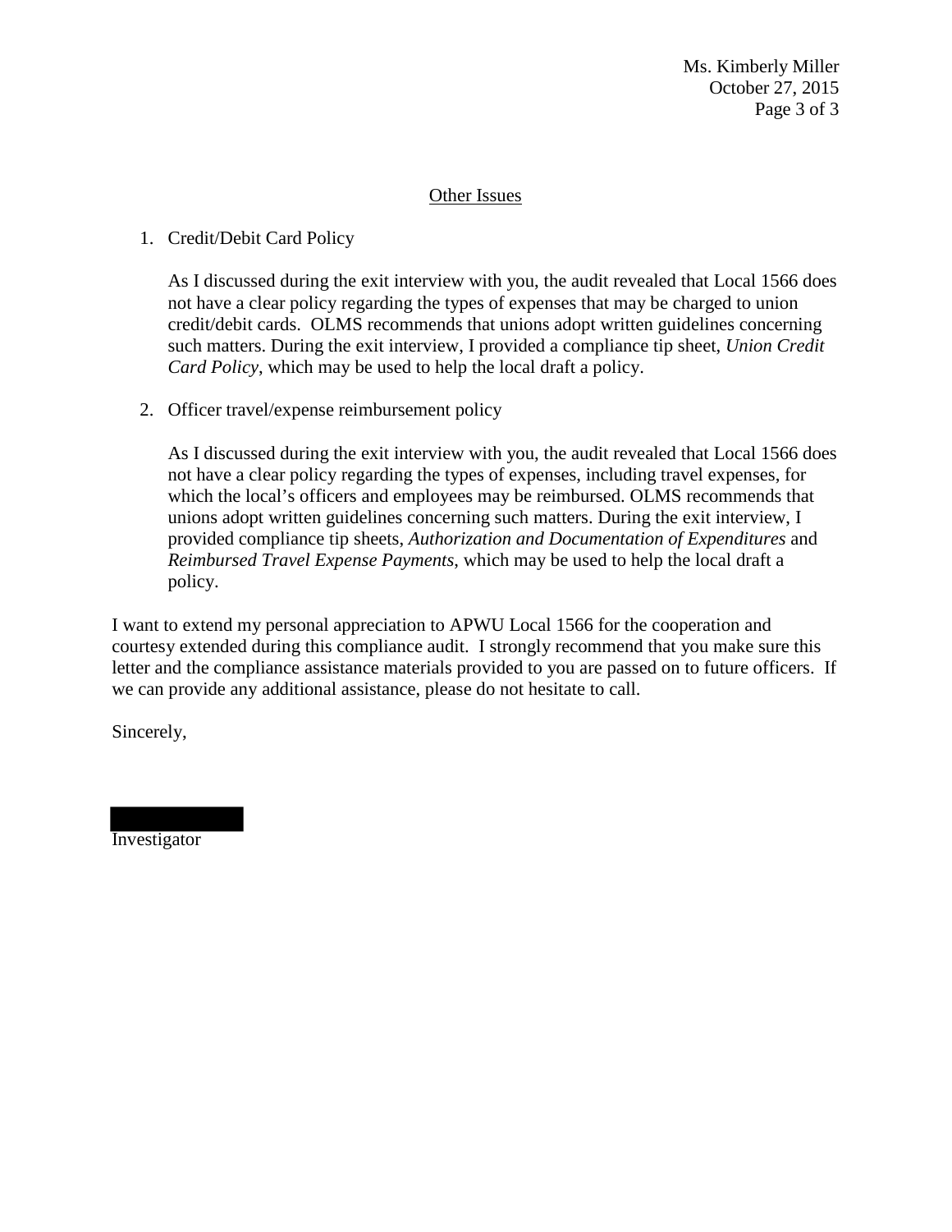Other Issues

1. Credit/Debit Card Policy

   As I discussed during the exit interview with you, the audit revealed that Local 1566 does not have a clear policy regarding the types of expenses that may be charged to union credit/debit cards. OLMS recommends that unions adopt written guidelines concerning such matters. During the exit interview, I provided a compliance tip sheet, *Union Credit Card Policy*, which may be used to help the local draft a policy.

2. Officer travel/expense reimbursement policy

   As I discussed during the exit interview with you, the audit revealed that Local 1566 does not have a clear policy regarding the types of expenses, including travel expenses, for which the local's officers and employees may be reimbursed. OLMS recommends that unions adopt written guidelines concerning such matters. During the exit interview, I provided compliance tip sheets, *Authorization and Documentation of Expenditures* and *Reimbursed Travel Expense Payments*, which may be used to help the local draft a policy.

I want to extend my personal appreciation to APWU Local 1566 for the cooperation and courtesy extended during this compliance audit. I strongly recommend that you make sure this letter and the compliance assistance materials provided to you are passed on to future officers. If we can provide any additional assistance, please do not hesitate to call.

Sincerely,

Investigator